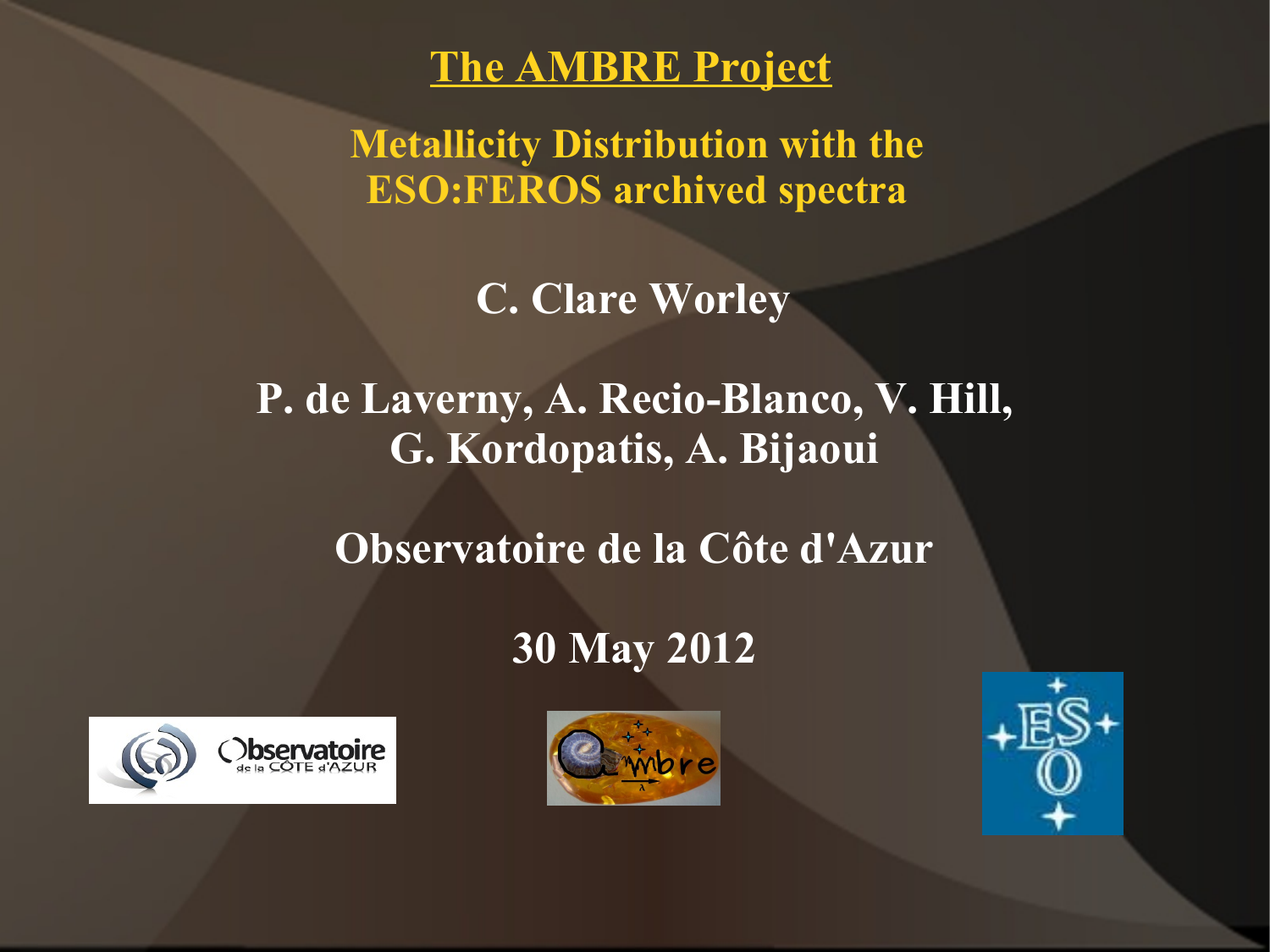# The AMBRE Project

## Metallicity Distribution with the ESO:FEROS archived spectra

**C. Clare Worley**

**P. de Laverny, A. Recio-Blanco, V. Hill, G. Kordopatis, A. Bijaoui**

**Observatoire de la Côte d'Azur**

**30 May 2012**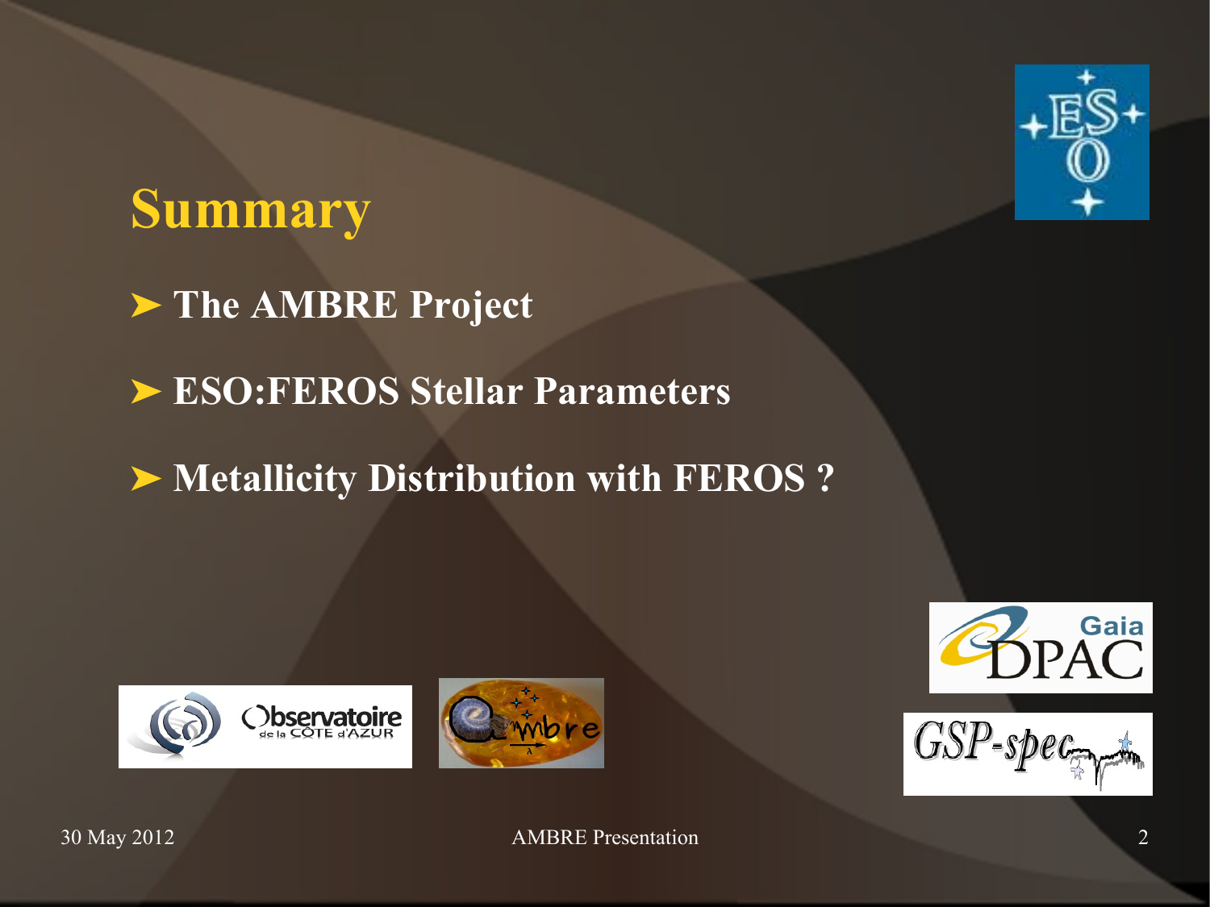# Summary

- The AMBRE Project
- ESO:FEROS Stellar Parameters
- Metallicity Distribution with FEROS ?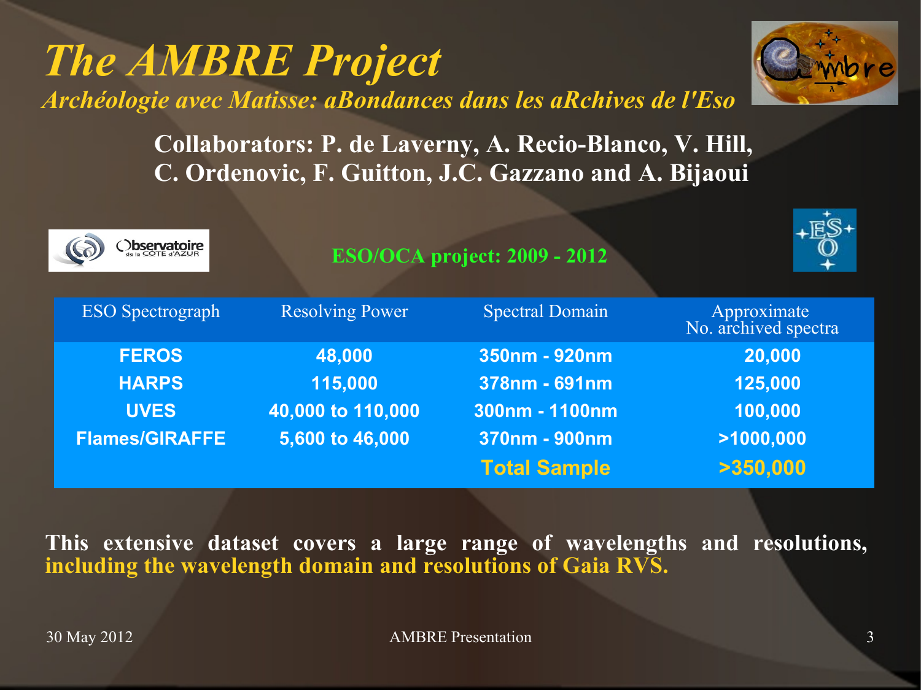# The AMBRE Project

*Archéologie avec Matisse: aBondances dans les aRchives de l'Eso*

**Collaborators: P. de Laverny, A. Recio-Blanco, V. Hill, C. Ordenovic, F. Guitton, J.C. Gazzano and A. Bijaoui**

**ESO/OCA project: 2009 - 2012**

| ESO Spectrograph | Resolving Power | Spectral Domain | Approximate No. archived spectra |
|---|---|---|---|
| **FEROS** | **48,000** | **350nm - 920nm** | **20,000** |
| **HARPS** | **115,000** | **378nm - 691nm** | **125,000** |
| **UVES** | **40,000 to 110,000** | **300nm - 1100nm** | **100,000** |
| **Flames/GIRAFFE** | **5,600 to 46,000** | **370nm - 900nm** | **>1000,000** |
| | | **Total Sample** | **>350,000** |

**This extensive dataset covers a large range of wavelengths and resolutions, including the wavelength domain and resolutions of Gaia RVS.**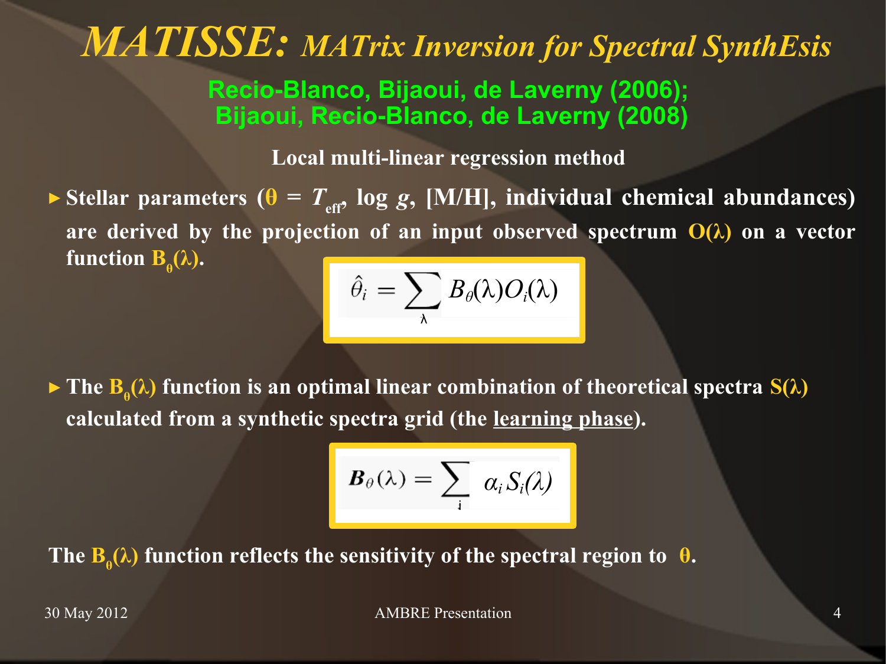# *MATISSE: MATrix Inversion for Spectral SynthEsis*

**Recio-Blanco, Bijaoui, de Laverny (2006); Bijaoui, Recio-Blanco, de Laverny (2008)**

**Local multi-linear regression method**

- **Stellar parameters ($\theta$ = $T_{eff}$, log $g$, [M/H], individual chemical abundances) are derived by the projection of an input observed spectrum $O(\lambda)$ on a vector function $B_\theta(\lambda)$.**

$$\hat{\theta}_i = \sum_{\lambda} B_\theta(\lambda) O_i(\lambda)$$

- **The $B_\theta(\lambda)$ function is an optimal linear combination of theoretical spectra $S(\lambda)$ calculated from a synthetic spectra grid (the <u>learning phase</u>).**

$$\boldsymbol{B}_\theta(\lambda) = \sum_{i} \alpha_i S_i(\lambda)$$

**The $B_\theta(\lambda)$ function reflects the sensitivity of the spectral region to $\theta$.**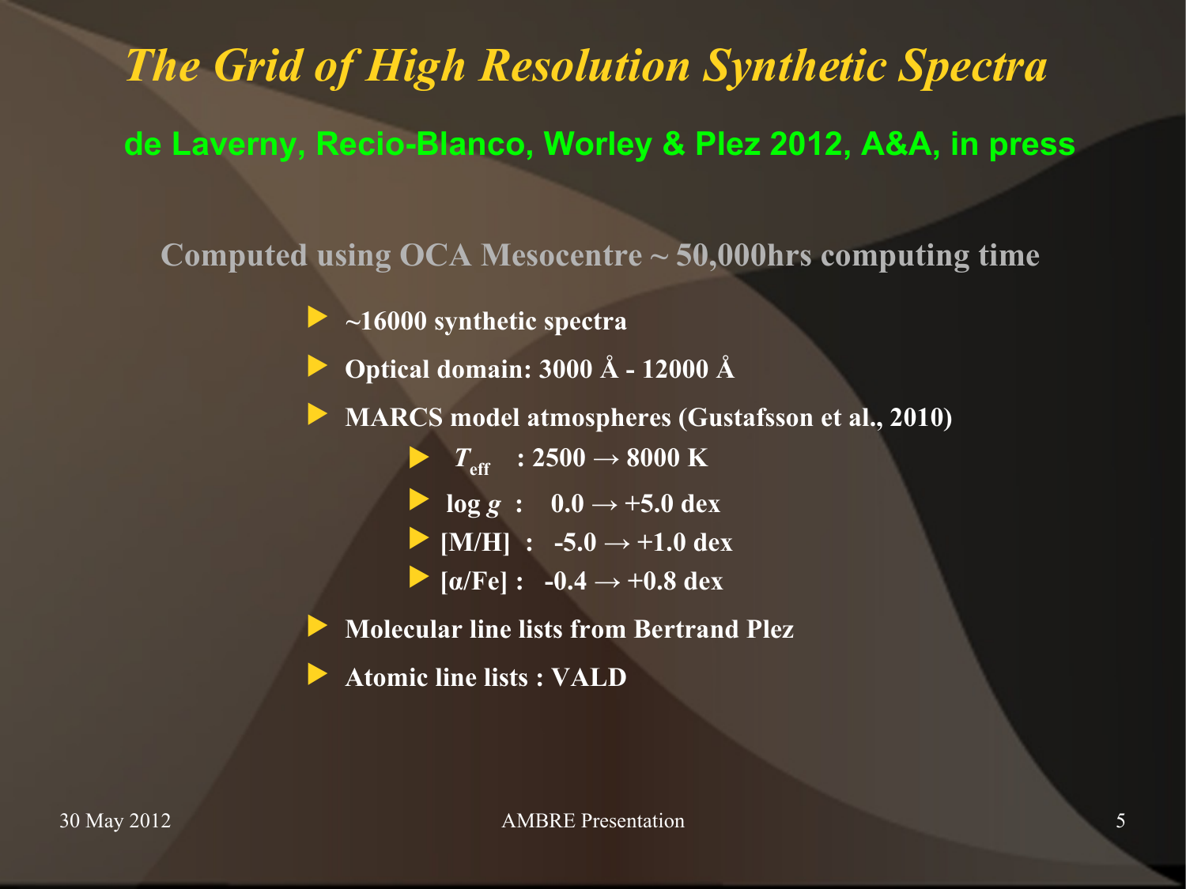# *The Grid of High Resolution Synthetic Spectra*

**de Laverny, Recio-Blanco, Worley & Plez 2012, A&A, in press**

**Computed using OCA Mesocentre ~ 50,000hrs computing time**

- **~16000 synthetic spectra**
- **Optical domain: 3000 Å - 12000 Å**
- **MARCS model atmospheres (Gustafsson et al., 2010)**
  - $T_{\mathrm{eff}}$ **: 2500 → 8000 K**
  - **log *g* : 0.0 → +5.0 dex**
  - **[M/H] : -5.0 → +1.0 dex**
  - **[α/Fe] : -0.4 → +0.8 dex**
- **Molecular line lists from Bertrand Plez**
- **Atomic line lists : VALD**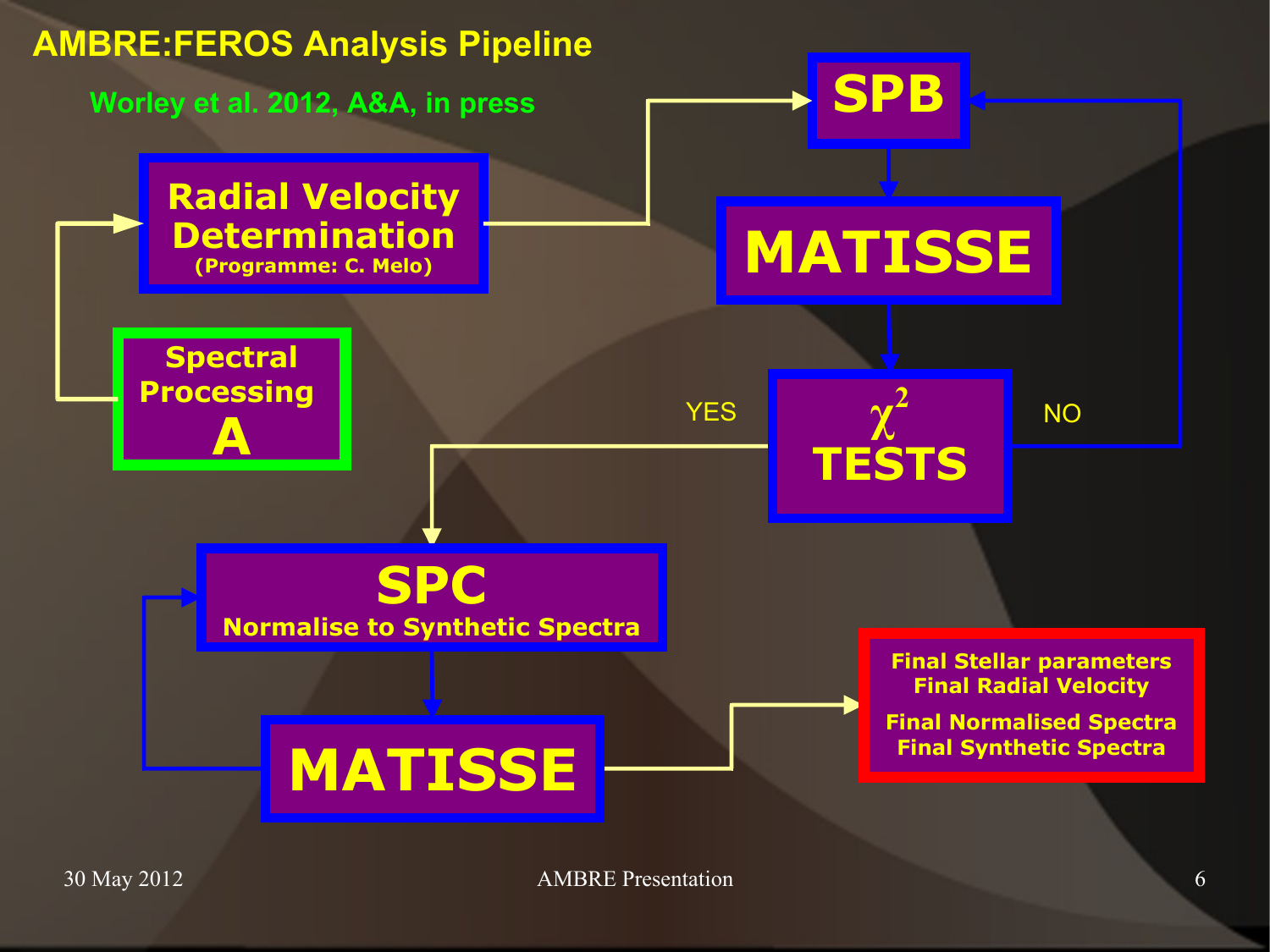# AMBRE:FEROS Analysis Pipeline

Worley et al. 2012, A&A, in press

**Spectral Processing A**

**Radial Velocity Determination**
(Programme: C. Melo)

**SPB**

**MATISSE**

**$\chi^2$ TESTS**

YES

NO

**SPC**
Normalise to Synthetic Spectra

**MATISSE**

**Final Stellar parameters**
**Final Radial Velocity**
**Final Normalised Spectra**
**Final Synthetic Spectra**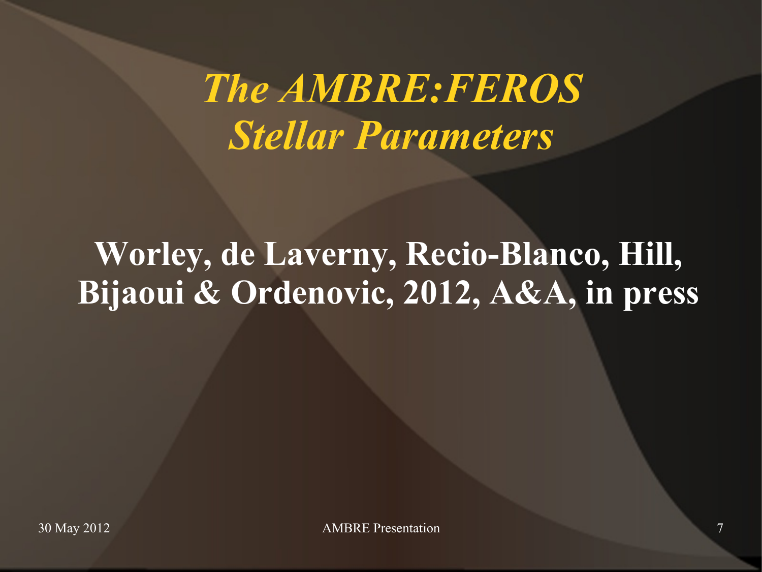# *The AMBRE:FEROS Stellar Parameters*

**Worley, de Laverny, Recio-Blanco, Hill, Bijaoui & Ordenovic, 2012, A&A, in press**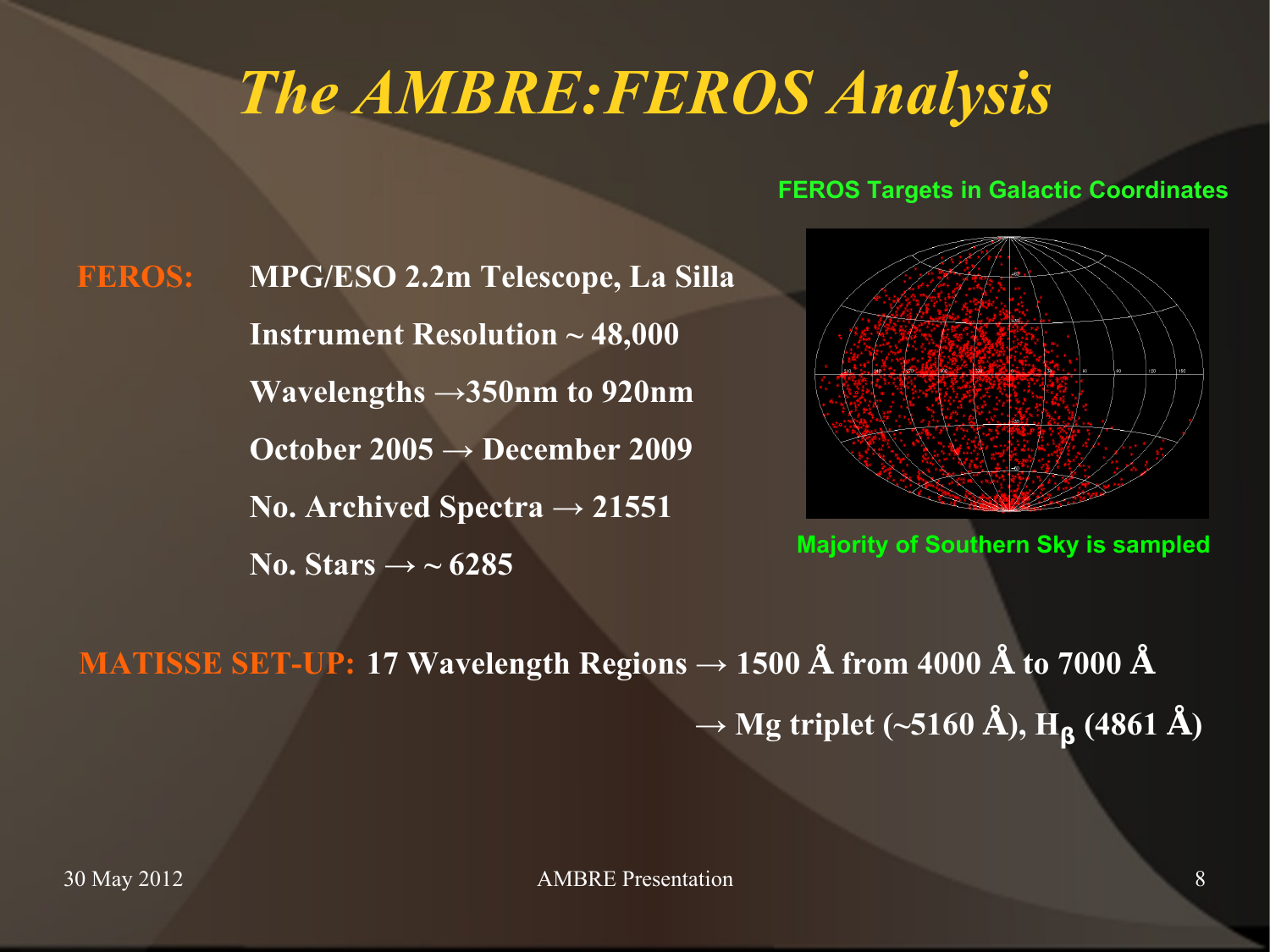# *The AMBRE:FEROS Analysis*

**FEROS Targets in Galactic Coordinates**

**Majority of Southern Sky is sampled**

**FEROS:**

- **MPG/ESO 2.2m Telescope, La Silla**
- **Instrument Resolution ~ 48,000**
- **Wavelengths →350nm to 920nm**
- **October 2005 → December 2009**
- **No. Archived Spectra → 21551**
- **No. Stars → ~ 6285**

**MATISSE SET-UP:** **17 Wavelength Regions → 1500 Å from 4000 Å to 7000 Å**

**→ Mg triplet (~5160 Å), $H_\beta$ (4861 Å)**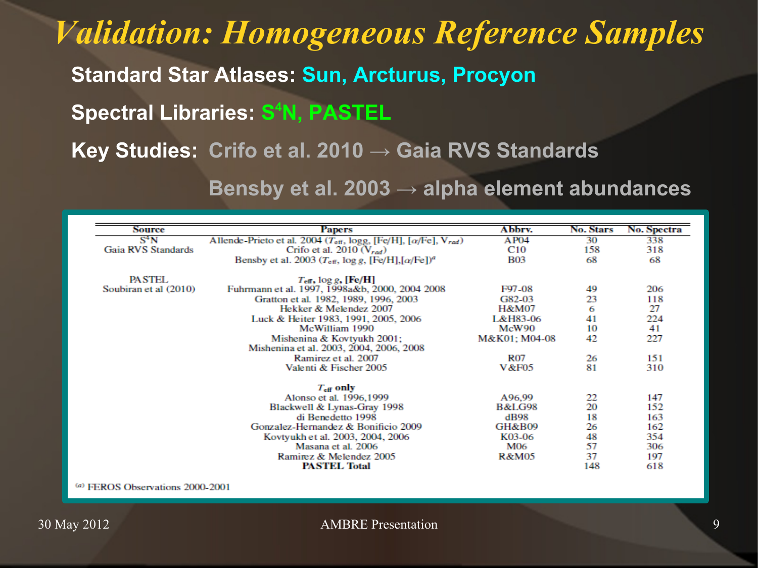# Validation: Homogeneous Reference Samples

**Standard Star Atlases:** Sun, Arcturus, Procyon

**Spectral Libraries:** $S^4N$, PASTEL

**Key Studies:** Crifo et al. 2010 → Gaia RVS Standards

Bensby et al. 2003 → alpha element abundances

| Source | Papers | Abbrv. | No. Stars | No. Spectra |
|---|---|---|---|---|
| $S^4N$ | Allende-Prieto et al. 2004 ($T_{\rm eff}$, logg, [Fe/H], [$\alpha$/Fe], $V_{rad}$) | AP04 | 30 | 338 |
| Gaia RVS Standards | Crifo et al. 2010 ($V_{rad}$) | C10 | 158 | 318 |
| | Bensby et al. 2003 ($T_{\rm eff}$, log $g$, [Fe/H],[$\alpha$/Fe])[a] | B03 | 68 | 68 |
| PASTEL | **$T_{\rm eff}$, log $g$, [Fe/H]** | | | |
| Soubiran et al (2010) | Fuhrmann et al. 1997, 1998a&b, 2000, 2004 2008 | F97-08 | 49 | 206 |
| | Gratton et al. 1982, 1989, 1996, 2003 | G82-03 | 23 | 118 |
| | Hekker & Melendez 2007 | H&M07 | 6 | 27 |
| | Luck & Heiter 1983, 1991, 2005, 2006 | L&H83-06 | 41 | 224 |
| | McWilliam 1990 | McW90 | 10 | 41 |
| | Mishenina & Kovtyukh 2001; Mishenina et al. 2003, 2004, 2006, 2008 | M&K01; M04-08 | 42 | 227 |
| | Ramirez et al. 2007 | R07 | 26 | 151 |
| | Valenti & Fischer 2005 | V&F05 | 81 | 310 |
| | **$T_{\rm eff}$ only** | | | |
| | Alonso et al. 1996,1999 | A96,99 | 22 | 147 |
| | Blackwell & Lynas-Gray 1998 | B&LG98 | 20 | 152 |
| | di Benedetto 1998 | dB98 | 18 | 163 |
| | Gonzalez-Hernandez & Bonificio 2009 | GH&B09 | 26 | 162 |
| | Kovtyukh et al. 2003, 2004, 2006 | K03-06 | 48 | 354 |
| | Masana et al. 2006 | M06 | 57 | 306 |
| | Ramirez & Melendez 2005 | R&M05 | 37 | 197 |
| | **PASTEL Total** | | 148 | 618 |

[a] FEROS Observations 2000-2001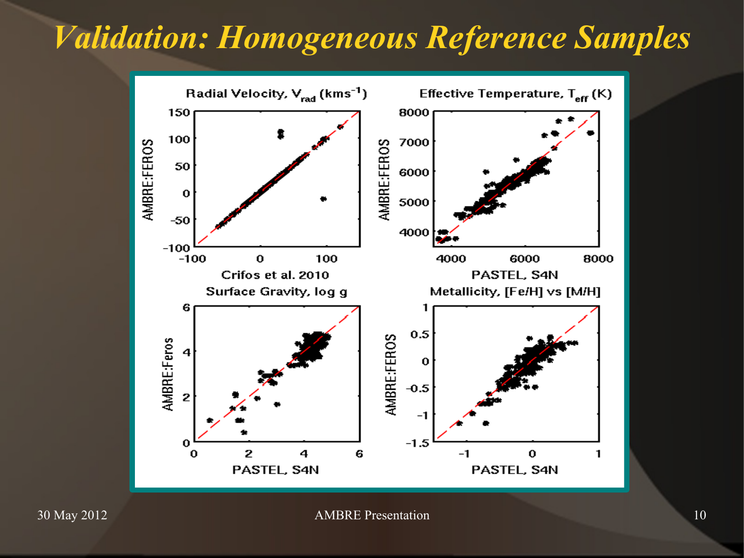# Validation: Homogeneous Reference Samples

Radial Velocity, $V_{rad}$ ($kms^{-1}$)

Effective Temperature, $T_{eff}$ (K)

Surface Gravity, log g

Metallicity, [Fe/H] vs [M/H]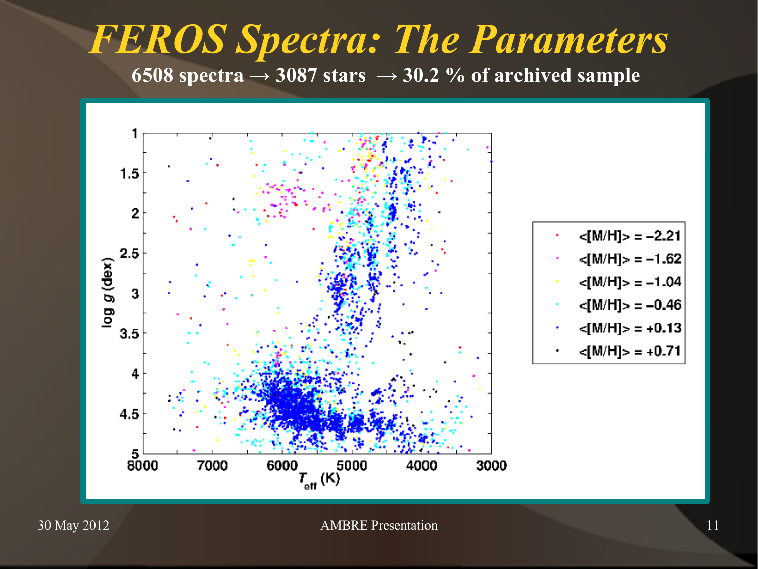# FEROS Spectra: The Parameters

**6508 spectra → 3087 stars → 30.2 % of archived sample**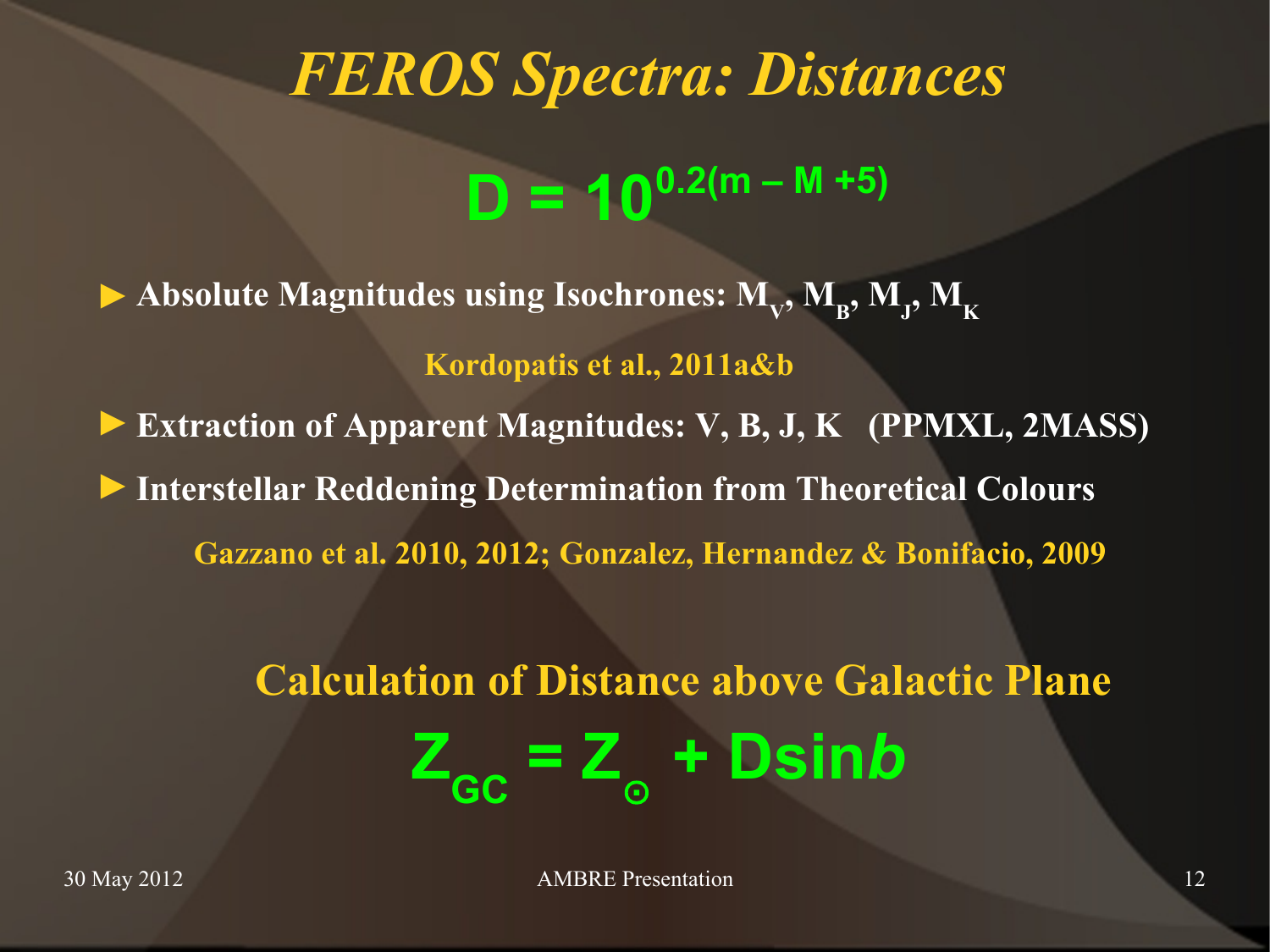# *FEROS Spectra: Distances*

$$D = 10^{0.2(m - M + 5)}$$

- **Absolute Magnitudes using Isochrones: $M_V$, $M_B$, $M_J$, $M_K$**

  **Kordopatis et al., 2011a&b**

- **Extraction of Apparent Magnitudes: V, B, J, K (PPMXL, 2MASS)**
- **Interstellar Reddening Determination from Theoretical Colours**

  **Gazzano et al. 2010, 2012; Gonzalez, Hernandez & Bonifacio, 2009**

## Calculation of Distance above Galactic Plane

$$Z_{GC} = Z_{\odot} + D\sin b$$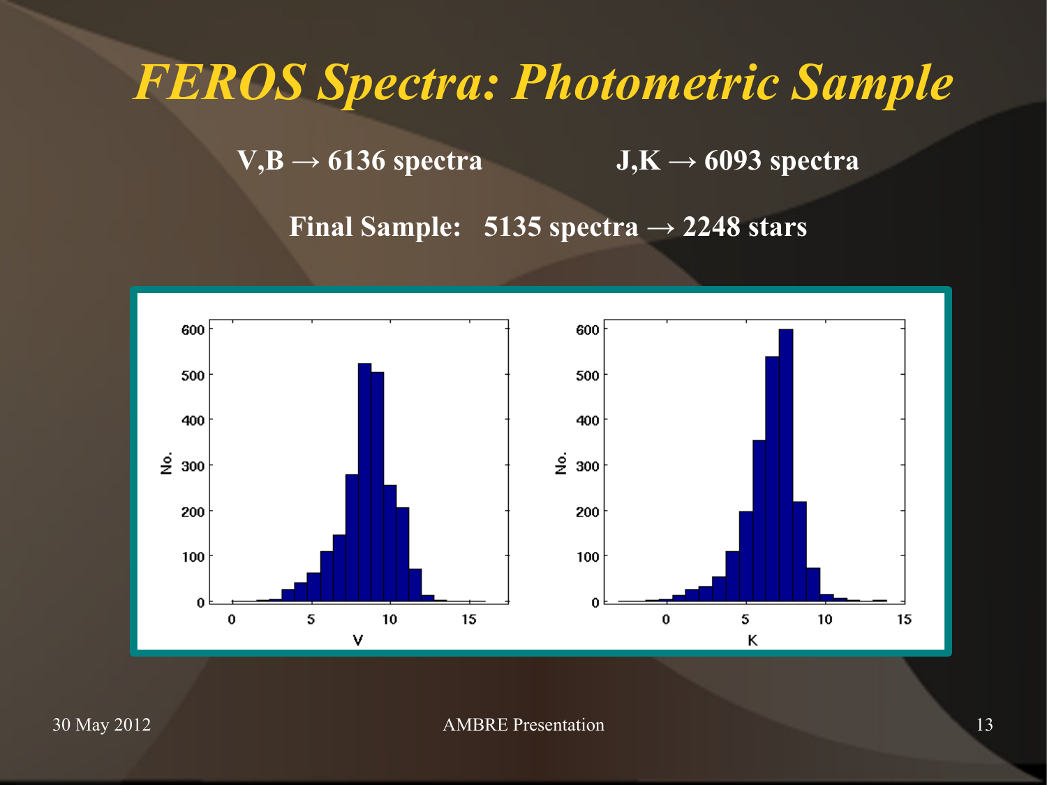# *FEROS Spectra: Photometric Sample*

**V,B → 6136 spectra** **J,K → 6093 spectra**

**Final Sample: 5135 spectra → 2248 stars**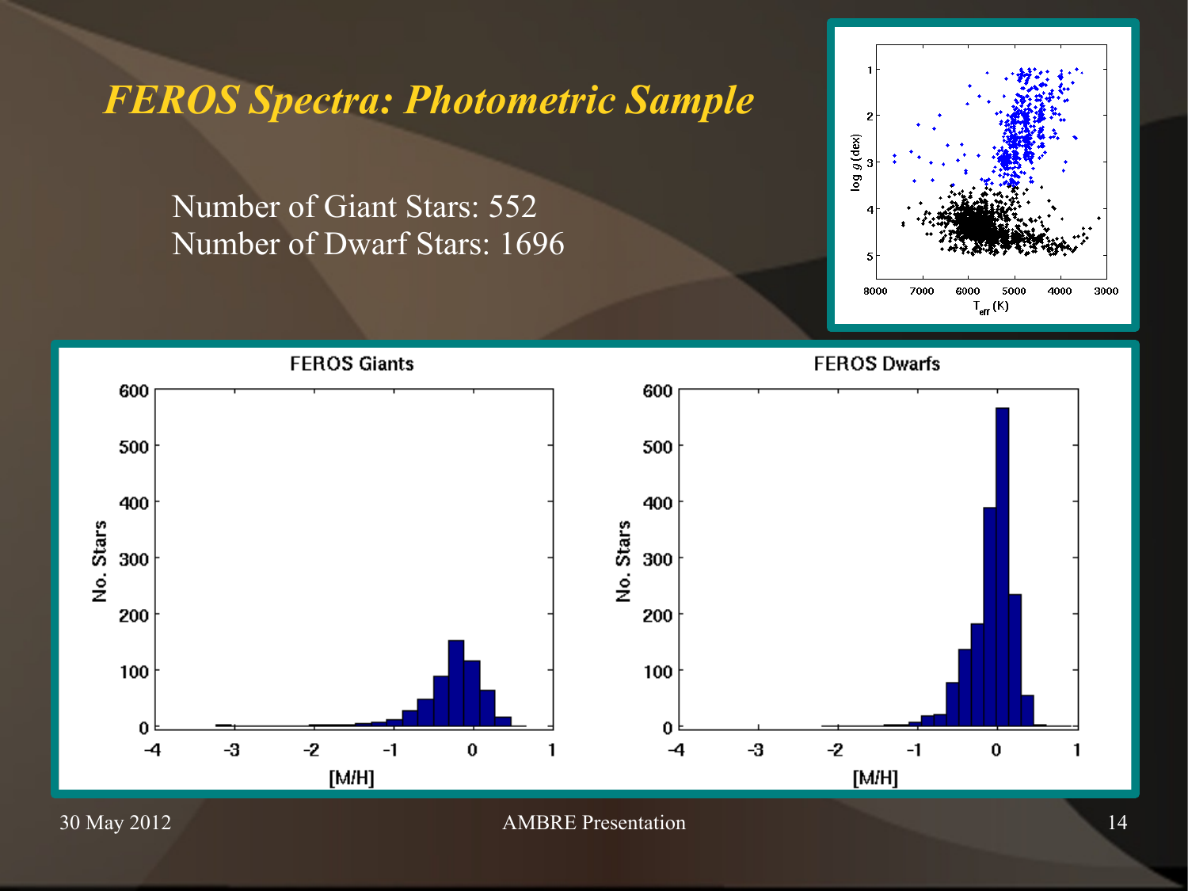# *FEROS Spectra: Photometric Sample*

Number of Giant Stars: 552
Number of Dwarf Stars: 1696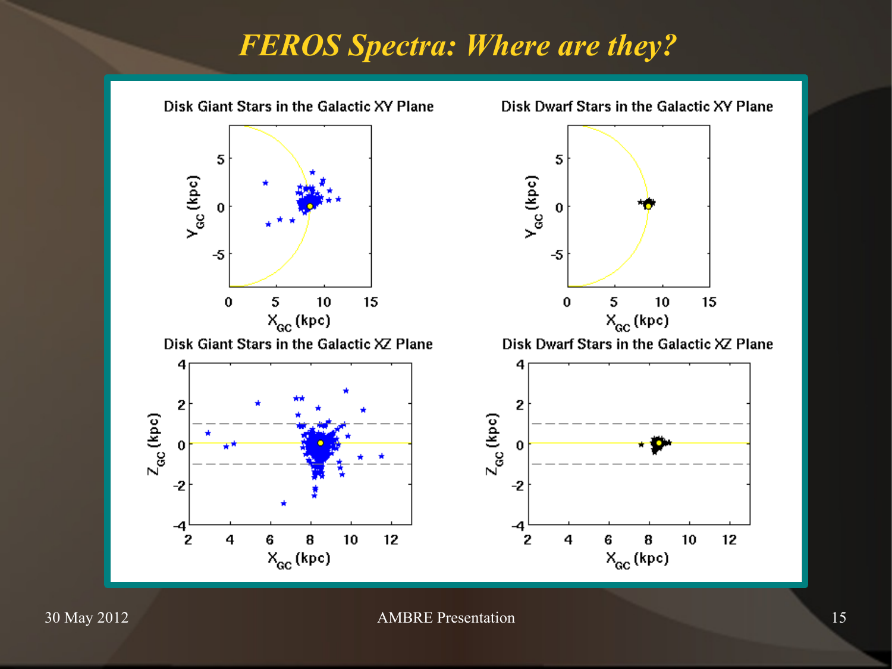# *FEROS Spectra: Where are they?*

**Disk Giant Stars in the Galactic XY Plane**

**Disk Dwarf Stars in the Galactic XY Plane**

**Disk Giant Stars in the Galactic XZ Plane**

**Disk Dwarf Stars in the Galactic XZ Plane**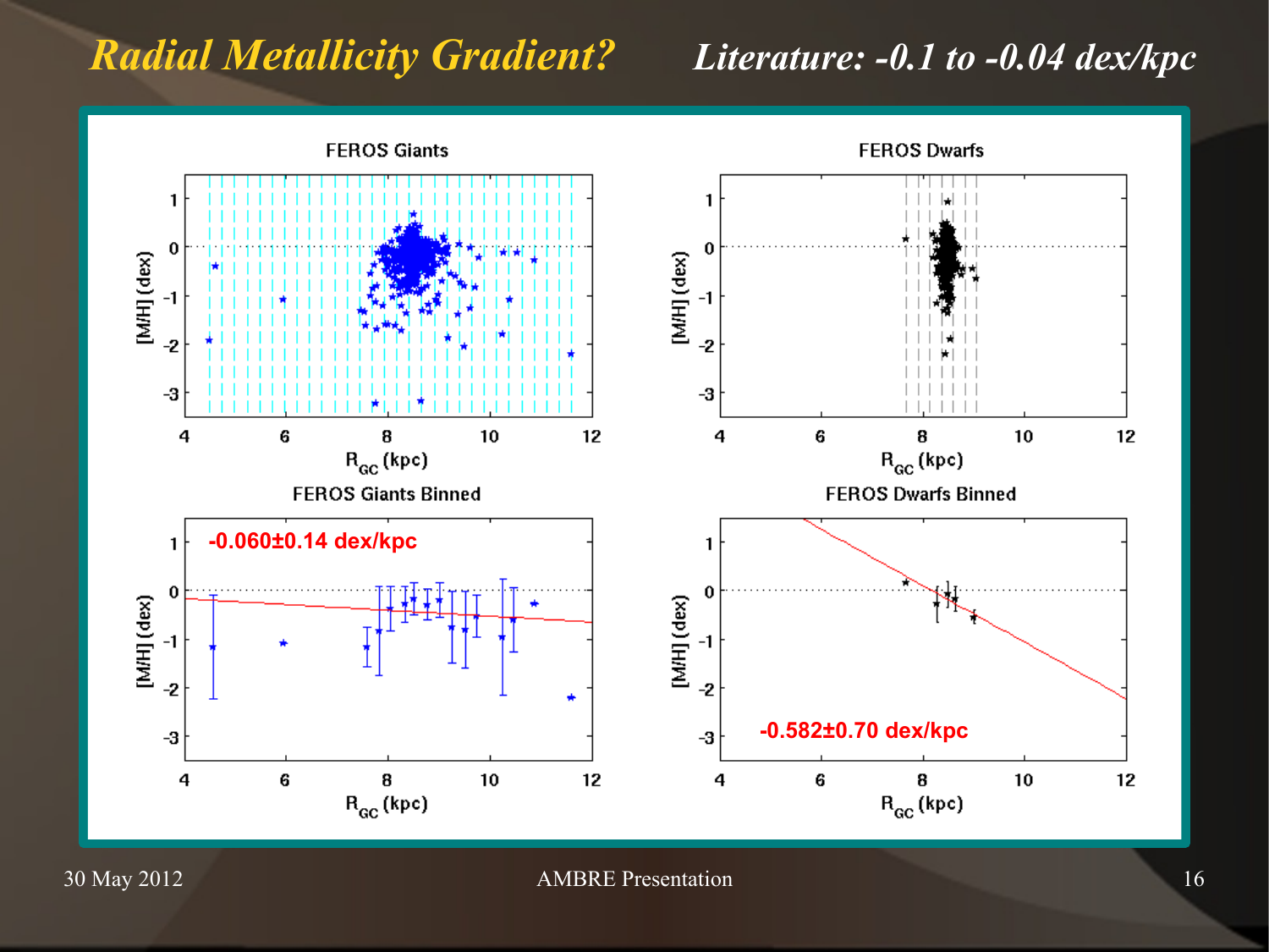# *Radial Metallicity Gradient?*

***Literature: -0.1 to -0.04 dex/kpc***

**FEROS Giants**

**FEROS Dwarfs**

**FEROS Giants Binned**

-0.060±0.14 dex/kpc

**FEROS Dwarfs Binned**

-0.582±0.70 dex/kpc

[M/H] (dex)

$R_{GC}$ (kpc)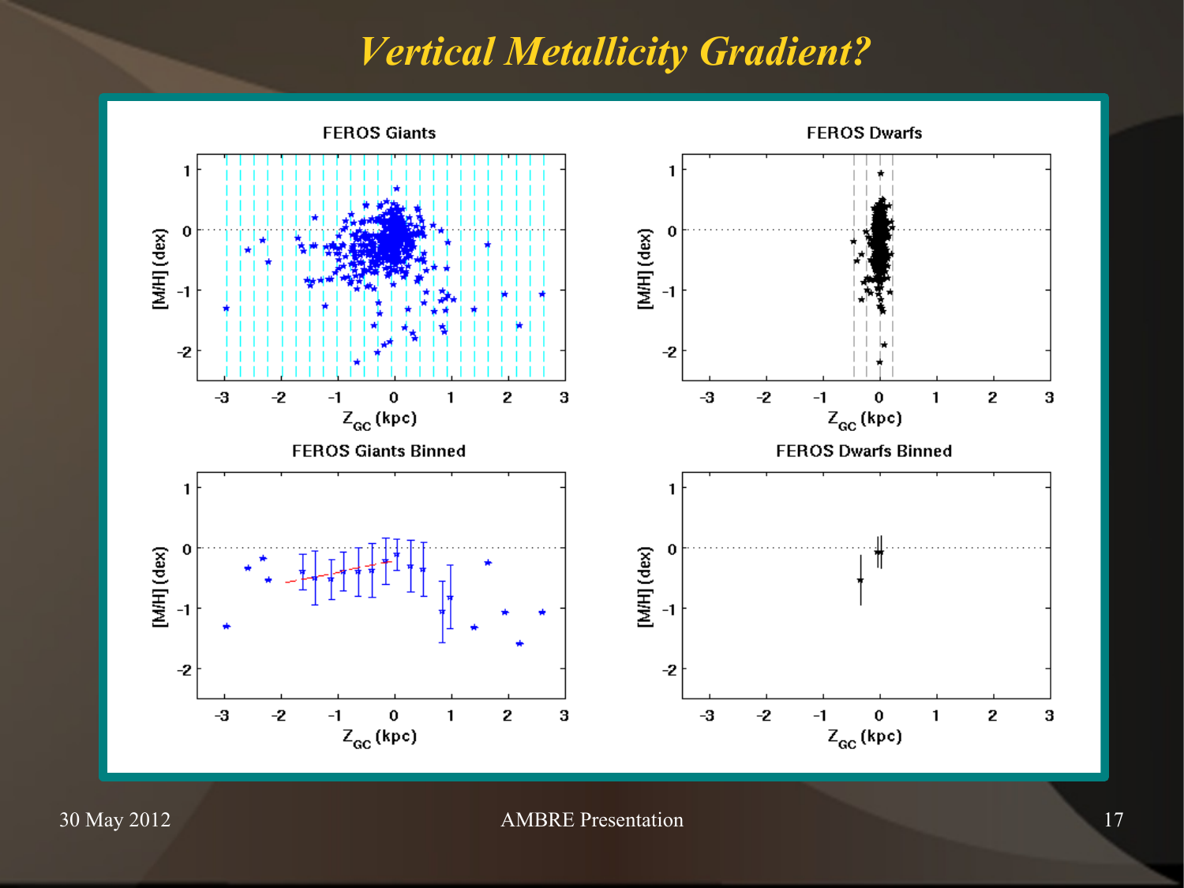# *Vertical Metallicity Gradient?*

FEROS Giants

FEROS Dwarfs

FEROS Giants Binned

FEROS Dwarfs Binned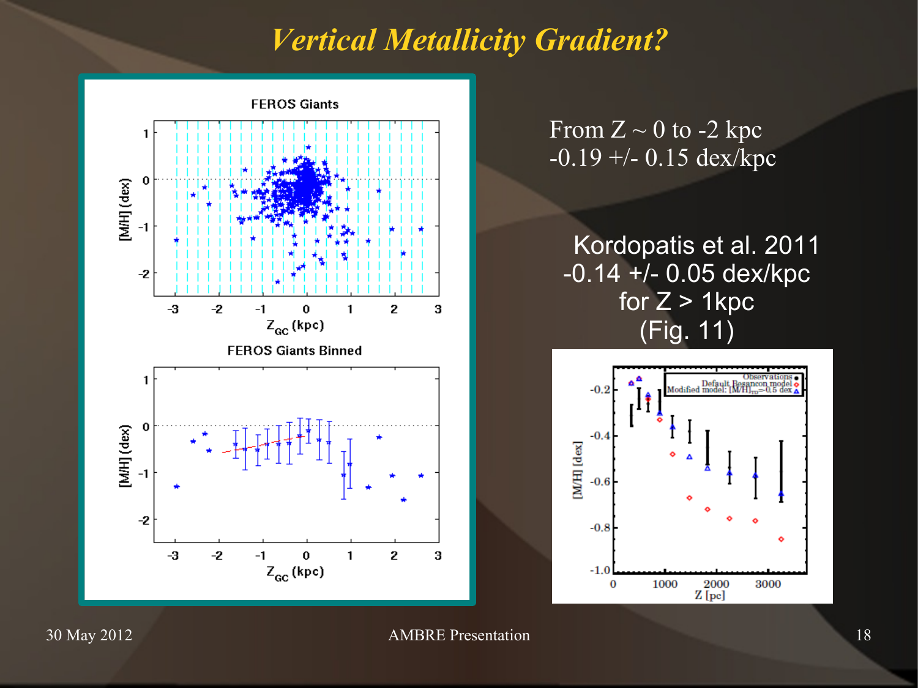# *Vertical Metallicity Gradient?*

From Z ~ 0 to -2 kpc
-0.19 +/- 0.15 dex/kpc

Kordopatis et al. 2011
-0.14 +/- 0.05 dex/kpc
for Z > 1kpc
(Fig. 11)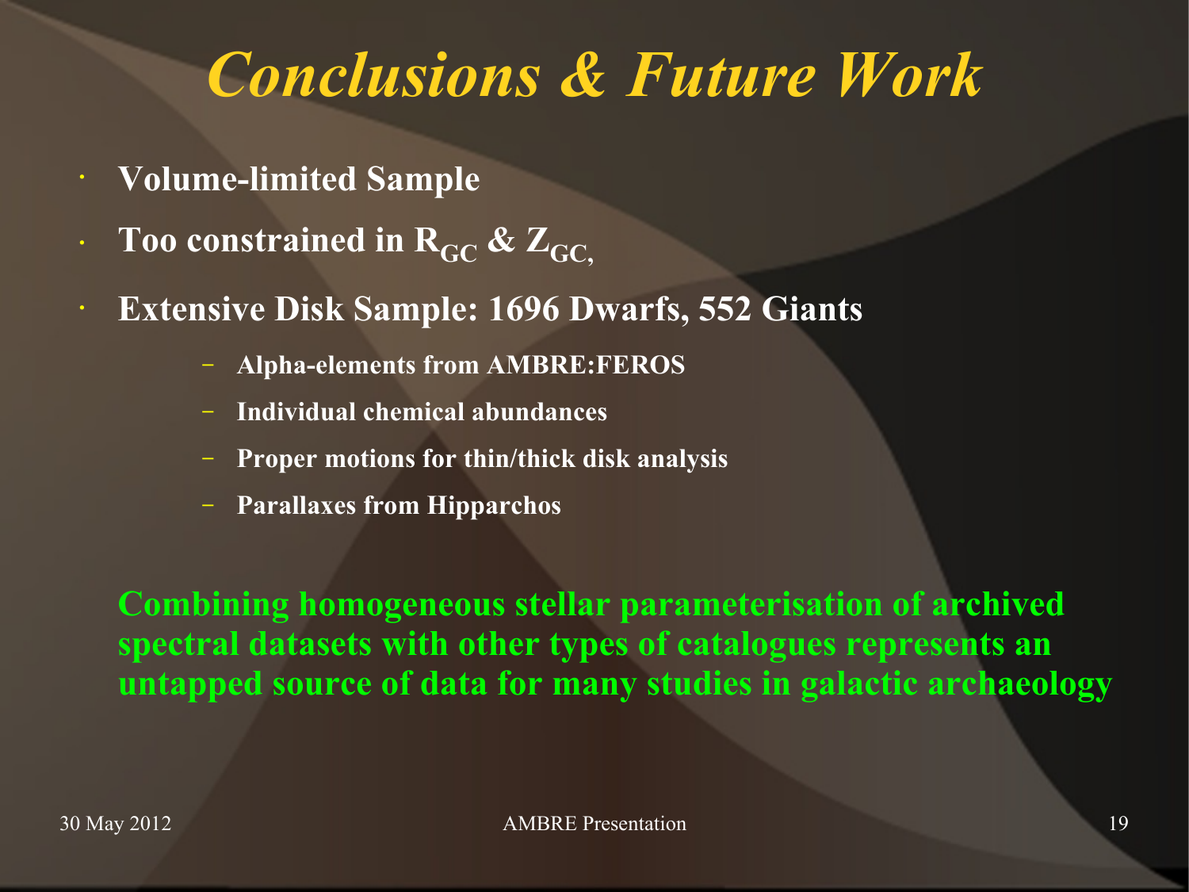# *Conclusions & Future Work*

- **Volume-limited Sample**
- **Too constrained in $R_{GC}$ & $Z_{GC}$,**
- **Extensive Disk Sample: 1696 Dwarfs, 552 Giants**
  - **Alpha-elements from AMBRE:FEROS**
  - **Individual chemical abundances**
  - **Proper motions for thin/thick disk analysis**
  - **Parallaxes from Hipparchos**

**Combining homogeneous stellar parameterisation of archived spectral datasets with other types of catalogues represents an untapped source of data for many studies in galactic archaeology**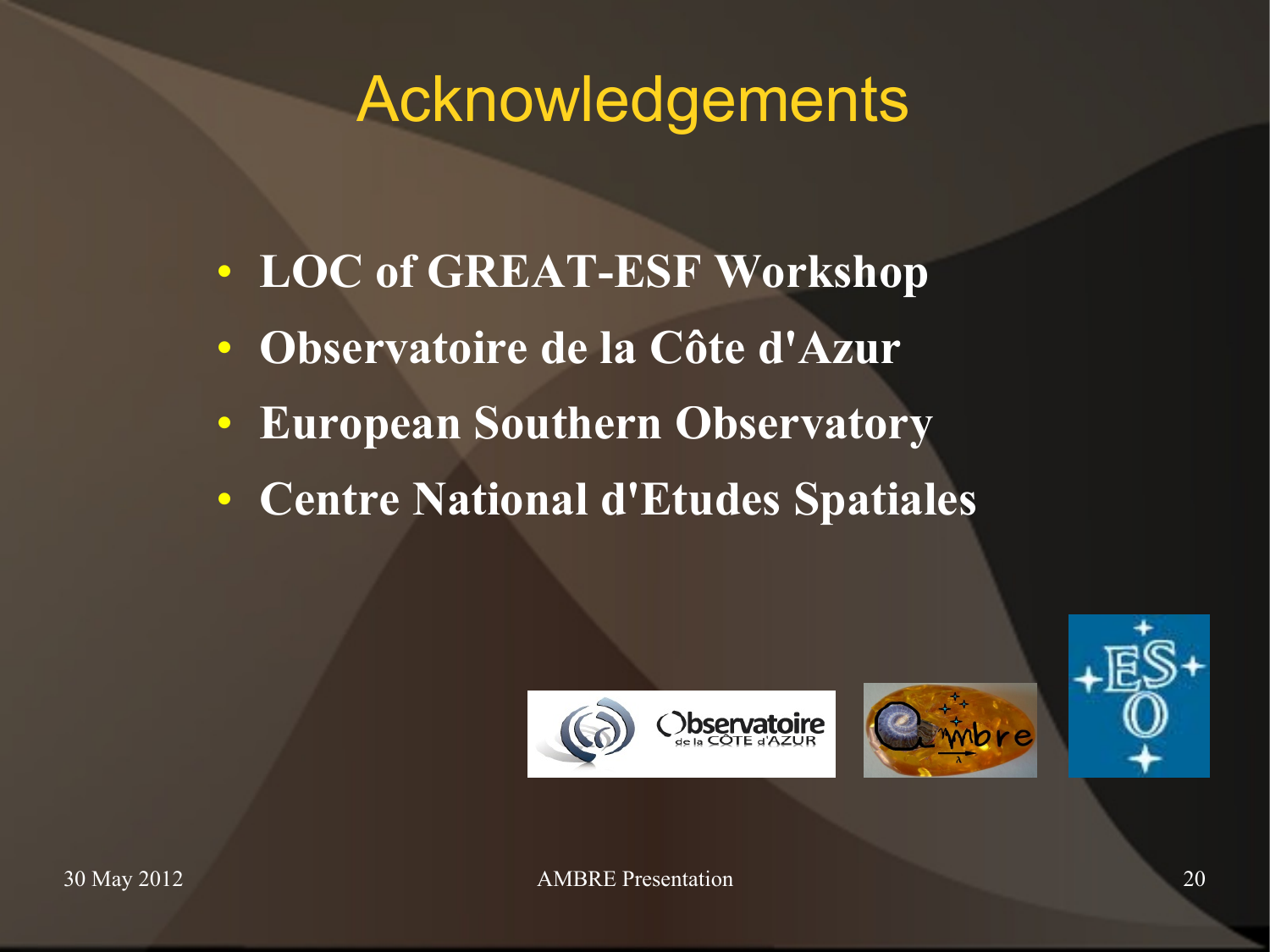# Acknowledgements

- **LOC of GREAT-ESF Workshop**
- **Observatoire de la Côte d'Azur**
- **European Southern Observatory**
- **Centre National d'Etudes Spatiales**